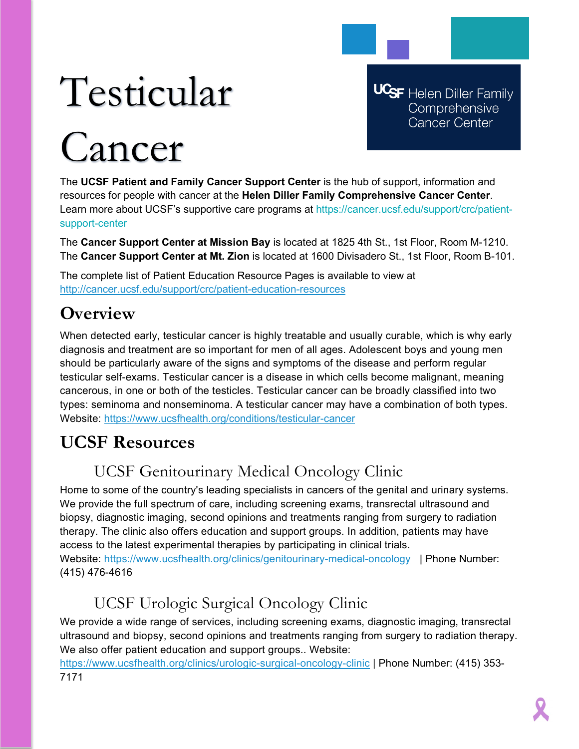# Testicular Cancer

UCSF Helen Diller Family Comprehensive Cancer Center

The **UCSF Patient and Family Cancer Support Center** is the hub of support, information and resources for people with cancer at the **Helen Diller Family Comprehensive Cancer Center**. Learn more about UCSF's supportive care programs at https://cancer.ucsf.edu/support/crc/patient-support-center

The **Cancer Support Center at Mission Bay** is located at 1825 4th St., 1st Floor, Room M-1210. The **Cancer Support Center at Mt. Zion** is located at 1600 Divisadero St., 1st Floor, Room B-101.

The complete list of Patient Education Resource Pages is available to view at http://cancer.ucsf.edu/support/crc/patient-education-resources

## Overview

When detected early, testicular cancer is highly treatable and usually curable, which is why early diagnosis and treatment are so important for men of all ages. Adolescent boys and young men should be particularly aware of the signs and symptoms of the disease and perform regular testicular self-exams. Testicular cancer is a disease in which cells become malignant, meaning cancerous, in one or both of the testicles. Testicular cancer can be broadly classified into two types: seminoma and nonseminoma. A testicular cancer may have a combination of both types. Website: https://www.ucsfhealth.org/conditions/testicular-cancer

## UCSF Resources

### UCSF Genitourinary Medical Oncology Clinic

Home to some of the country's leading specialists in cancers of the genital and urinary systems. We provide the full spectrum of care, including screening exams, transrectal ultrasound and biopsy, diagnostic imaging, second opinions and treatments ranging from surgery to radiation therapy. The clinic also offers education and support groups. In addition, patients may have access to the latest experimental therapies by participating in clinical trials.
Website: https://www.ucsfhealth.org/clinics/genitourinary-medical-oncology | Phone Number: (415) 476-4616

### UCSF Urologic Surgical Oncology Clinic

We provide a wide range of services, including screening exams, diagnostic imaging, transrectal ultrasound and biopsy, second opinions and treatments ranging from surgery to radiation therapy. We also offer patient education and support groups.. Website: https://www.ucsfhealth.org/clinics/urologic-surgical-oncology-clinic | Phone Number: (415) 353-7171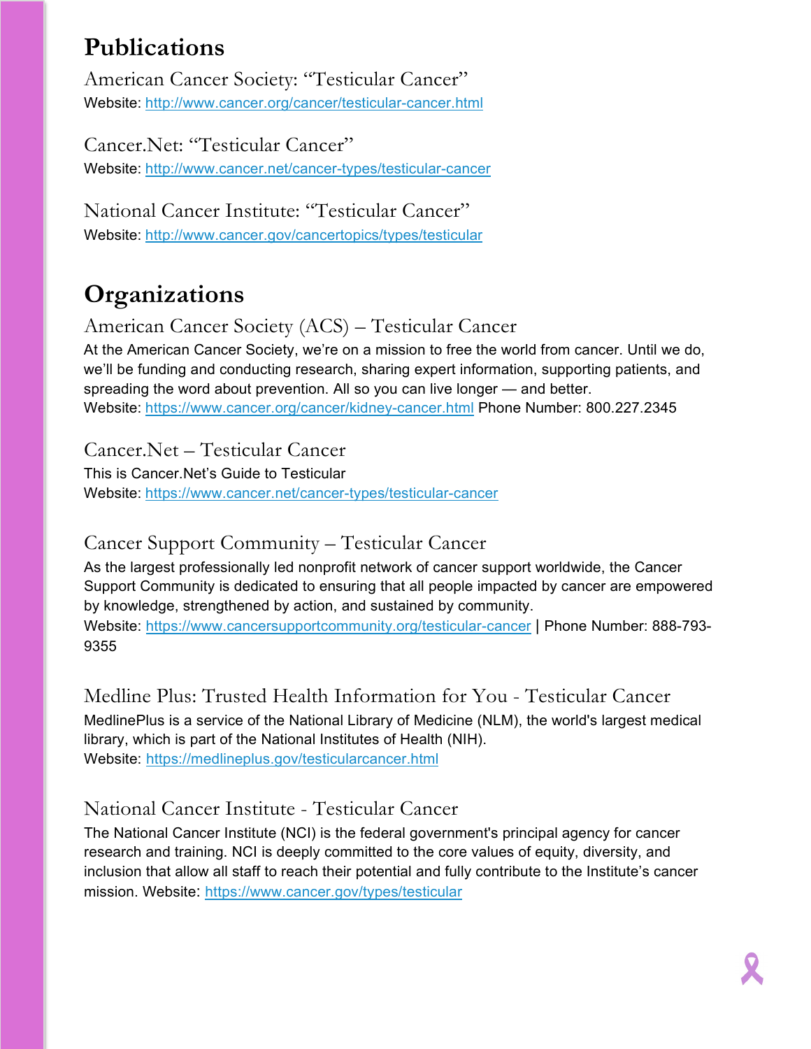# Publications

### American Cancer Society: "Testicular Cancer"

Website: http://www.cancer.org/cancer/testicular-cancer.html

### Cancer.Net: "Testicular Cancer"

Website: http://www.cancer.net/cancer-types/testicular-cancer

### National Cancer Institute: "Testicular Cancer"

Website: http://www.cancer.gov/cancertopics/types/testicular

# Organizations

### American Cancer Society (ACS) – Testicular Cancer

At the American Cancer Society, we're on a mission to free the world from cancer. Until we do, we'll be funding and conducting research, sharing expert information, supporting patients, and spreading the word about prevention. All so you can live longer — and better.
Website: https://www.cancer.org/cancer/kidney-cancer.html Phone Number: 800.227.2345

### Cancer.Net – Testicular Cancer

This is Cancer.Net's Guide to Testicular
Website: https://www.cancer.net/cancer-types/testicular-cancer

### Cancer Support Community – Testicular Cancer

As the largest professionally led nonprofit network of cancer support worldwide, the Cancer Support Community is dedicated to ensuring that all people impacted by cancer are empowered by knowledge, strengthened by action, and sustained by community.
Website: https://www.cancersupportcommunity.org/testicular-cancer | Phone Number: 888-793-9355

### Medline Plus: Trusted Health Information for You - Testicular Cancer

MedlinePlus is a service of the National Library of Medicine (NLM), the world's largest medical library, which is part of the National Institutes of Health (NIH).
Website: https://medlineplus.gov/testicularcancer.html

### National Cancer Institute - Testicular Cancer

The National Cancer Institute (NCI) is the federal government's principal agency for cancer research and training. NCI is deeply committed to the core values of equity, diversity, and inclusion that allow all staff to reach their potential and fully contribute to the Institute's cancer mission. Website: https://www.cancer.gov/types/testicular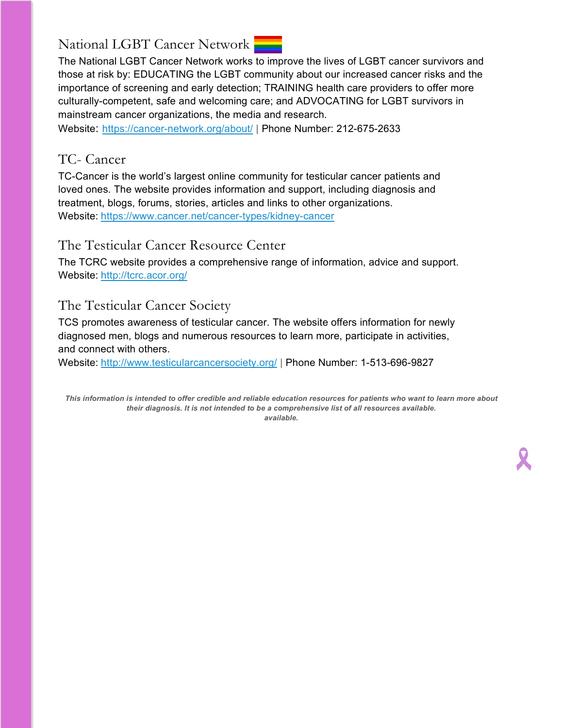## National LGBT Cancer Network

The National LGBT Cancer Network works to improve the lives of LGBT cancer survivors and those at risk by: EDUCATING the LGBT community about our increased cancer risks and the importance of screening and early detection; TRAINING health care providers to offer more culturally-competent, safe and welcoming care; and ADVOCATING for LGBT survivors in mainstream cancer organizations, the media and research.
Website: https://cancer-network.org/about/ | Phone Number: 212-675-2633

## TC- Cancer

TC-Cancer is the world's largest online community for testicular cancer patients and loved ones. The website provides information and support, including diagnosis and treatment, blogs, forums, stories, articles and links to other organizations.
Website: https://www.cancer.net/cancer-types/kidney-cancer

## The Testicular Cancer Resource Center

The TCRC website provides a comprehensive range of information, advice and support.
Website: http://tcrc.acor.org/

## The Testicular Cancer Society

TCS promotes awareness of testicular cancer. The website offers information for newly diagnosed men, blogs and numerous resources to learn more, participate in activities, and connect with others.
Website: http://www.testicularcancersociety.org/ | Phone Number: 1-513-696-9827

***This information is intended to offer credible and reliable education resources for patients who want to learn more about their diagnosis. It is not intended to be a comprehensive list of all resources available. available.***